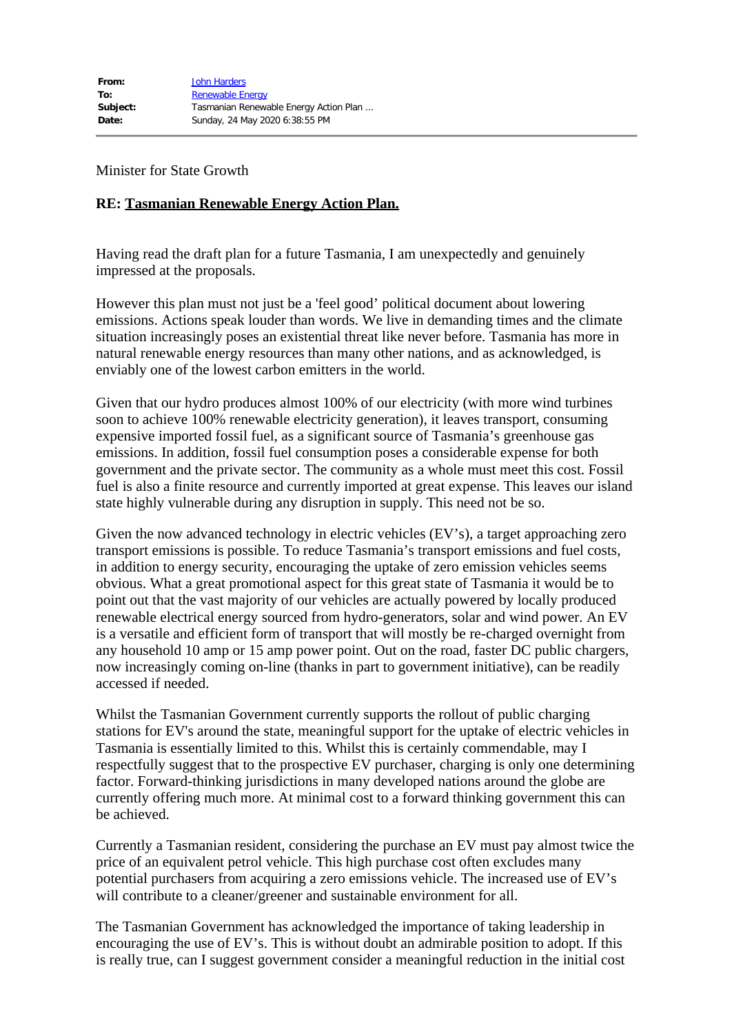**From:** John Harders
**To:** Renewable Energy
**Subject:** Tasmanian Renewable Energy Action Plan ...
**Date:** Sunday, 24 May 2020 6:38:55 PM

---

Minister for State Growth

**RE: Tasmanian Renewable Energy Action Plan.**

Having read the draft plan for a future Tasmania, I am unexpectedly and genuinely impressed at the proposals.

However this plan must not just be a 'feel good' political document about lowering emissions. Actions speak louder than words. We live in demanding times and the climate situation increasingly poses an existential threat like never before. Tasmania has more in natural renewable energy resources than many other nations, and as acknowledged, is enviably one of the lowest carbon emitters in the world.

Given that our hydro produces almost 100% of our electricity (with more wind turbines soon to achieve 100% renewable electricity generation), it leaves transport, consuming expensive imported fossil fuel, as a significant source of Tasmania's greenhouse gas emissions. In addition, fossil fuel consumption poses a considerable expense for both government and the private sector. The community as a whole must meet this cost. Fossil fuel is also a finite resource and currently imported at great expense. This leaves our island state highly vulnerable during any disruption in supply. This need not be so.

Given the now advanced technology in electric vehicles (EV's), a target approaching zero transport emissions is possible. To reduce Tasmania's transport emissions and fuel costs, in addition to energy security, encouraging the uptake of zero emission vehicles seems obvious. What a great promotional aspect for this great state of Tasmania it would be to point out that the vast majority of our vehicles are actually powered by locally produced renewable electrical energy sourced from hydro-generators, solar and wind power. An EV is a versatile and efficient form of transport that will mostly be re-charged overnight from any household 10 amp or 15 amp power point. Out on the road, faster DC public chargers, now increasingly coming on-line (thanks in part to government initiative), can be readily accessed if needed.

Whilst the Tasmanian Government currently supports the rollout of public charging stations for EV's around the state, meaningful support for the uptake of electric vehicles in Tasmania is essentially limited to this. Whilst this is certainly commendable, may I respectfully suggest that to the prospective EV purchaser, charging is only one determining factor. Forward-thinking jurisdictions in many developed nations around the globe are currently offering much more. At minimal cost to a forward thinking government this can be achieved.

Currently a Tasmanian resident, considering the purchase an EV must pay almost twice the price of an equivalent petrol vehicle. This high purchase cost often excludes many potential purchasers from acquiring a zero emissions vehicle. The increased use of EV's will contribute to a cleaner/greener and sustainable environment for all.

The Tasmanian Government has acknowledged the importance of taking leadership in encouraging the use of EV's. This is without doubt an admirable position to adopt. If this is really true, can I suggest government consider a meaningful reduction in the initial cost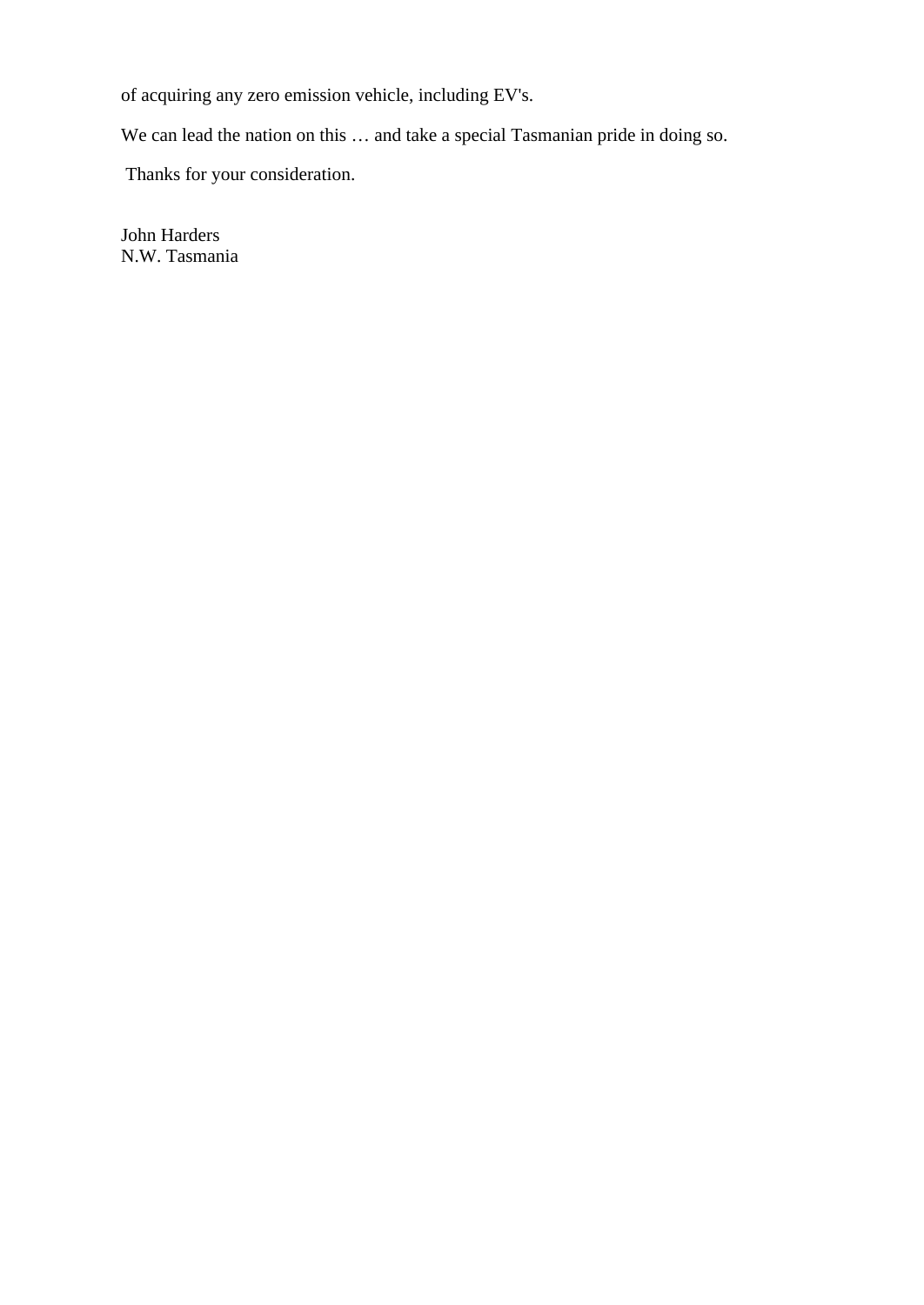of acquiring any zero emission vehicle, including EV's.

We can lead the nation on this … and take a special Tasmanian pride in doing so.

Thanks for your consideration.

John Harders  
N.W. Tasmania